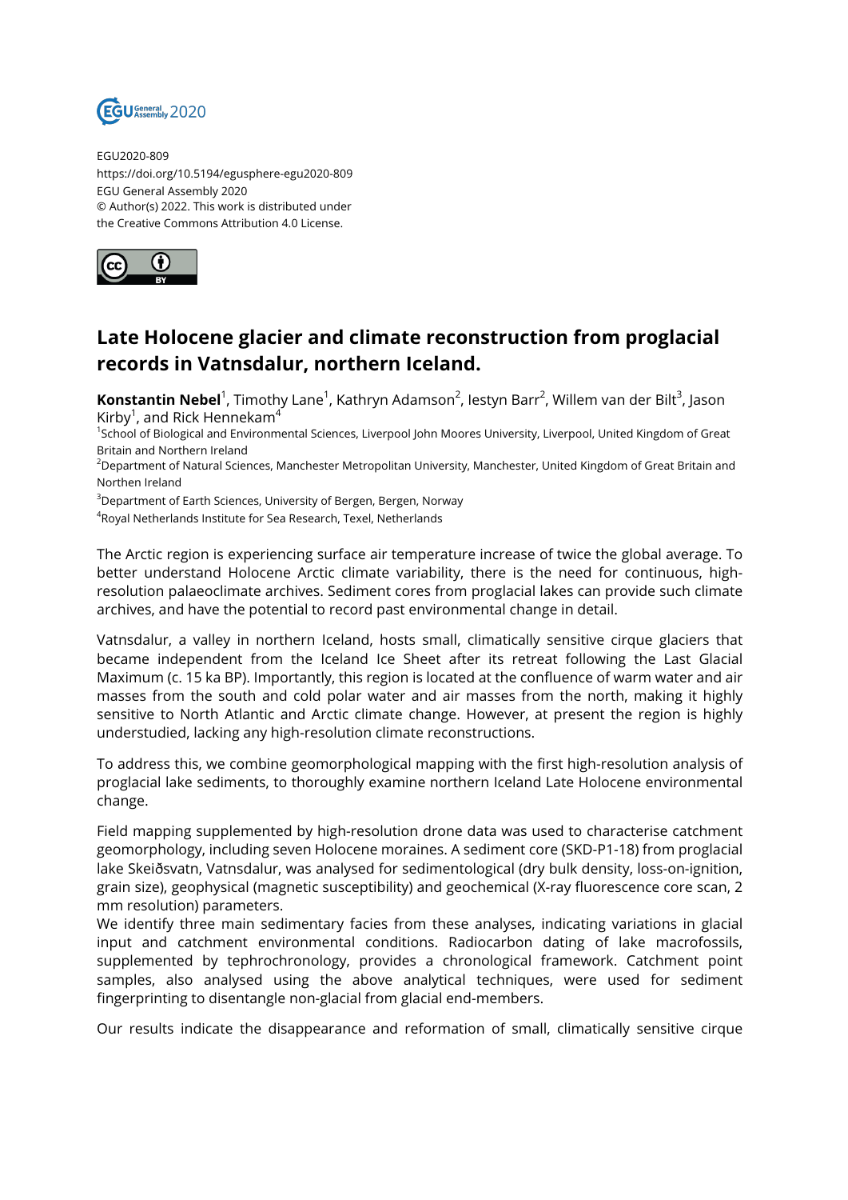EGU2020-809
https://doi.org/10.5194/egusphere-egu2020-809
EGU General Assembly 2020
© Author(s) 2022. This work is distributed under
the Creative Commons Attribution 4.0 License.

# Late Holocene glacier and climate reconstruction from proglacial records in Vatnsdalur, northern Iceland.

**Konstantin Nebel**[1], Timothy Lane[1], Kathryn Adamson[2], Iestyn Barr[2], Willem van der Bilt[3], Jason Kirby[1], and Rick Hennekam[4]

[1]School of Biological and Environmental Sciences, Liverpool John Moores University, Liverpool, United Kingdom of Great Britain and Northern Ireland

[2]Department of Natural Sciences, Manchester Metropolitan University, Manchester, United Kingdom of Great Britain and Northen Ireland

[3]Department of Earth Sciences, University of Bergen, Bergen, Norway

[4]Royal Netherlands Institute for Sea Research, Texel, Netherlands

The Arctic region is experiencing surface air temperature increase of twice the global average. To better understand Holocene Arctic climate variability, there is the need for continuous, high-resolution palaeoclimate archives. Sediment cores from proglacial lakes can provide such climate archives, and have the potential to record past environmental change in detail.

Vatnsdalur, a valley in northern Iceland, hosts small, climatically sensitive cirque glaciers that became independent from the Iceland Ice Sheet after its retreat following the Last Glacial Maximum (c. 15 ka BP). Importantly, this region is located at the confluence of warm water and air masses from the south and cold polar water and air masses from the north, making it highly sensitive to North Atlantic and Arctic climate change. However, at present the region is highly understudied, lacking any high-resolution climate reconstructions.

To address this, we combine geomorphological mapping with the first high-resolution analysis of proglacial lake sediments, to thoroughly examine northern Iceland Late Holocene environmental change.

Field mapping supplemented by high-resolution drone data was used to characterise catchment geomorphology, including seven Holocene moraines. A sediment core (SKD-P1-18) from proglacial lake Skeiðsvatn, Vatnsdalur, was analysed for sedimentological (dry bulk density, loss-on-ignition, grain size), geophysical (magnetic susceptibility) and geochemical (X-ray fluorescence core scan, 2 mm resolution) parameters.
We identify three main sedimentary facies from these analyses, indicating variations in glacial input and catchment environmental conditions. Radiocarbon dating of lake macrofossils, supplemented by tephrochronology, provides a chronological framework. Catchment point samples, also analysed using the above analytical techniques, were used for sediment fingerprinting to disentangle non-glacial from glacial end-members.

Our results indicate the disappearance and reformation of small, climatically sensitive cirque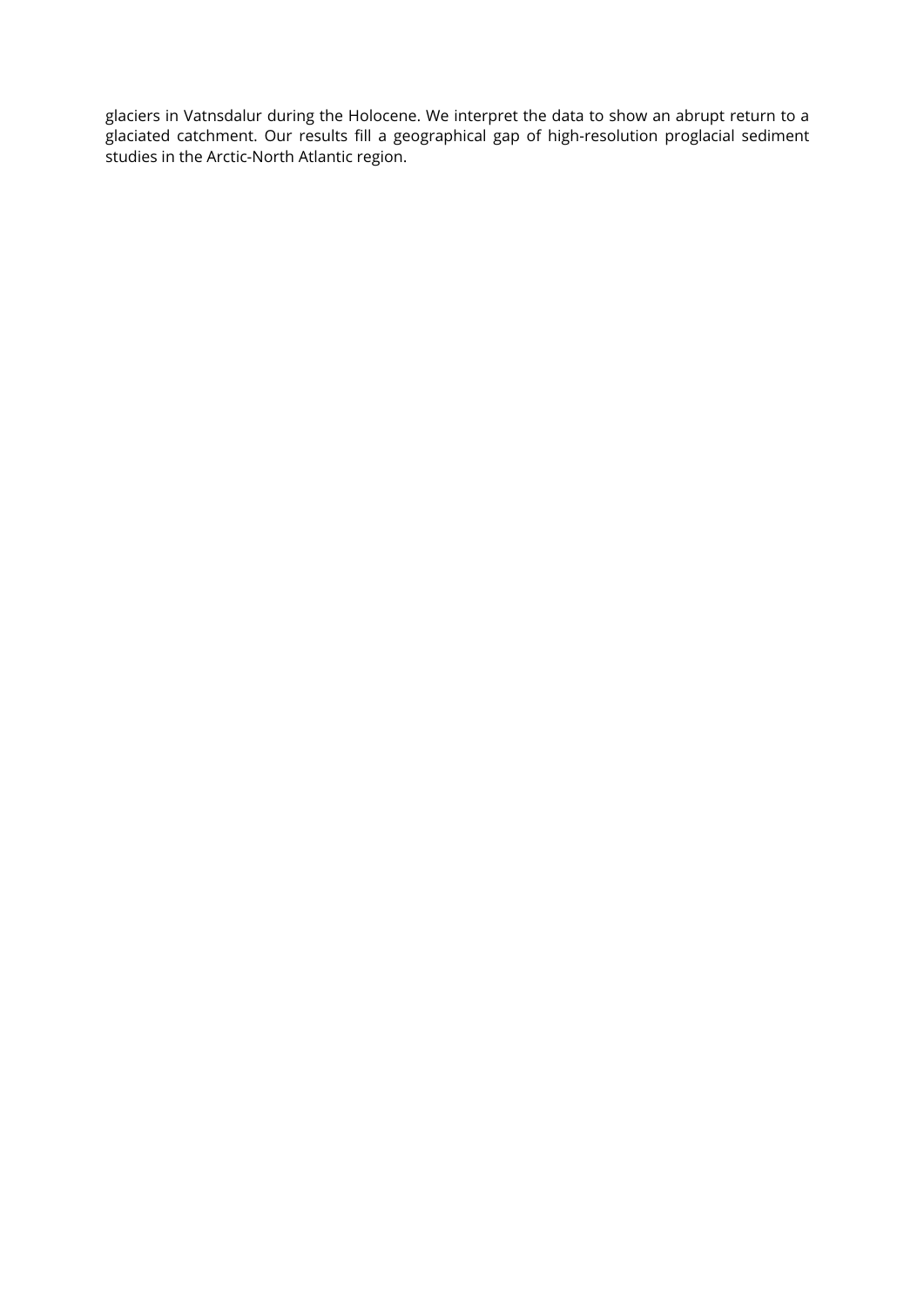glaciers in Vatnsdalur during the Holocene. We interpret the data to show an abrupt return to a glaciated catchment. Our results fill a geographical gap of high-resolution proglacial sediment studies in the Arctic-North Atlantic region.